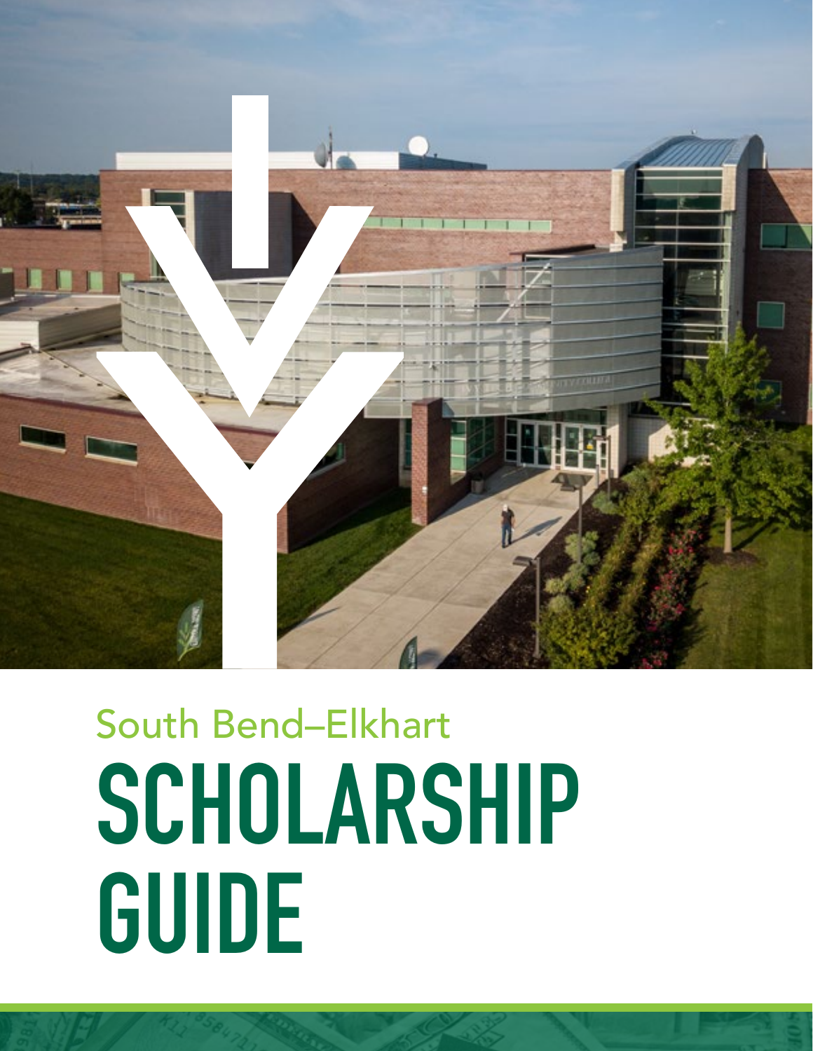South Bend–Elkhart

# SCHOLARSHIP GUIDE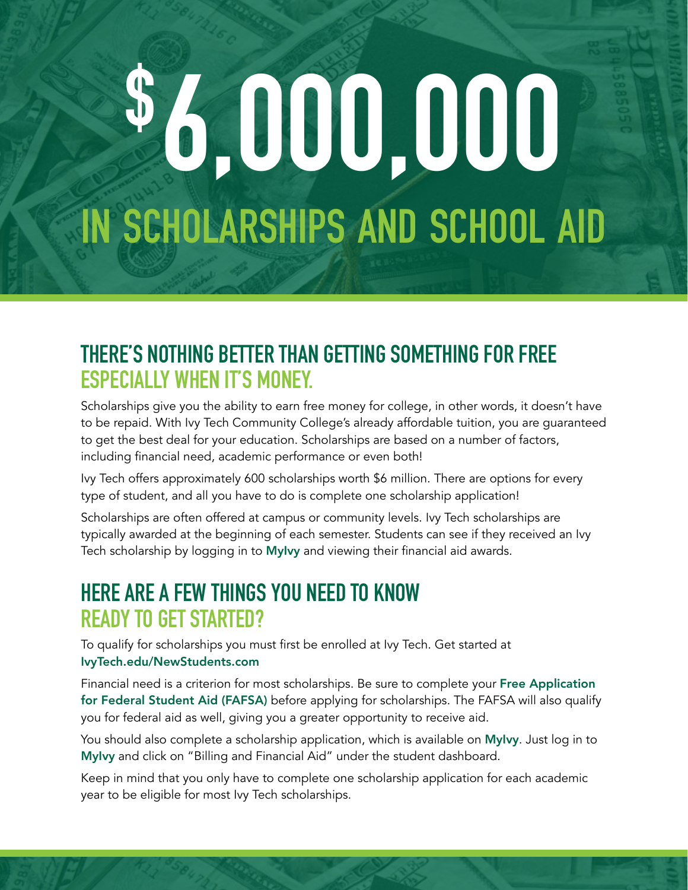# $6,000,000 IN SCHOLARSHIPS AND SCHOOL AID

## THERE'S NOTHING BETTER THAN GETTING SOMETHING FOR FREE
### ESPECIALLY WHEN IT'S MONEY.

Scholarships give you the ability to earn free money for college, in other words, it doesn't have to be repaid. With Ivy Tech Community College's already affordable tuition, you are guaranteed to get the best deal for your education. Scholarships are based on a number of factors, including financial need, academic performance or even both!

Ivy Tech offers approximately 600 scholarships worth $6 million. There are options for every type of student, and all you have to do is complete one scholarship application!

Scholarships are often offered at campus or community levels. Ivy Tech scholarships are typically awarded at the beginning of each semester. Students can see if they received an Ivy Tech scholarship by logging in to **MyIvy** and viewing their financial aid awards.

## HERE ARE A FEW THINGS YOU NEED TO KNOW
### READY TO GET STARTED?

To qualify for scholarships you must first be enrolled at Ivy Tech. Get started at **IvyTech.edu/NewStudents.com**

Financial need is a criterion for most scholarships. Be sure to complete your **Free Application for Federal Student Aid (FAFSA)** before applying for scholarships. The FAFSA will also qualify you for federal aid as well, giving you a greater opportunity to receive aid.

You should also complete a scholarship application, which is available on **MyIvy**. Just log in to **MyIvy** and click on "Billing and Financial Aid" under the student dashboard.

Keep in mind that you only have to complete one scholarship application for each academic year to be eligible for most Ivy Tech scholarships.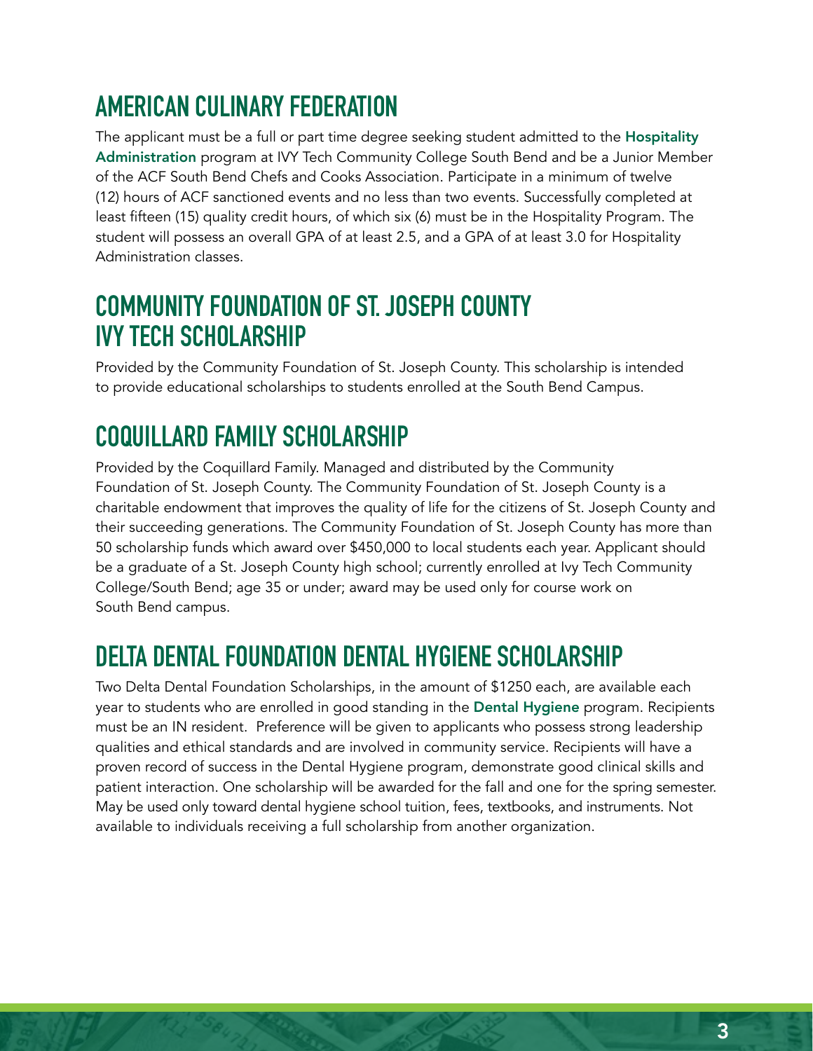## AMERICAN CULINARY FEDERATION

The applicant must be a full or part time degree seeking student admitted to the **Hospitality Administration** program at IVY Tech Community College South Bend and be a Junior Member of the ACF South Bend Chefs and Cooks Association. Participate in a minimum of twelve (12) hours of ACF sanctioned events and no less than two events. Successfully completed at least fifteen (15) quality credit hours, of which six (6) must be in the Hospitality Program. The student will possess an overall GPA of at least 2.5, and a GPA of at least 3.0 for Hospitality Administration classes.

## COMMUNITY FOUNDATION OF ST. JOSEPH COUNTY IVY TECH SCHOLARSHIP

Provided by the Community Foundation of St. Joseph County. This scholarship is intended to provide educational scholarships to students enrolled at the South Bend Campus.

## COQUILLARD FAMILY SCHOLARSHIP

Provided by the Coquillard Family. Managed and distributed by the Community Foundation of St. Joseph County. The Community Foundation of St. Joseph County is a charitable endowment that improves the quality of life for the citizens of St. Joseph County and their succeeding generations. The Community Foundation of St. Joseph County has more than 50 scholarship funds which award over $450,000 to local students each year. Applicant should be a graduate of a St. Joseph County high school; currently enrolled at Ivy Tech Community College/South Bend; age 35 or under; award may be used only for course work on South Bend campus.

## DELTA DENTAL FOUNDATION DENTAL HYGIENE SCHOLARSHIP

Two Delta Dental Foundation Scholarships, in the amount of $1250 each, are available each year to students who are enrolled in good standing in the **Dental Hygiene** program. Recipients must be an IN resident. Preference will be given to applicants who possess strong leadership qualities and ethical standards and are involved in community service. Recipients will have a proven record of success in the Dental Hygiene program, demonstrate good clinical skills and patient interaction. One scholarship will be awarded for the fall and one for the spring semester. May be used only toward dental hygiene school tuition, fees, textbooks, and instruments. Not available to individuals receiving a full scholarship from another organization.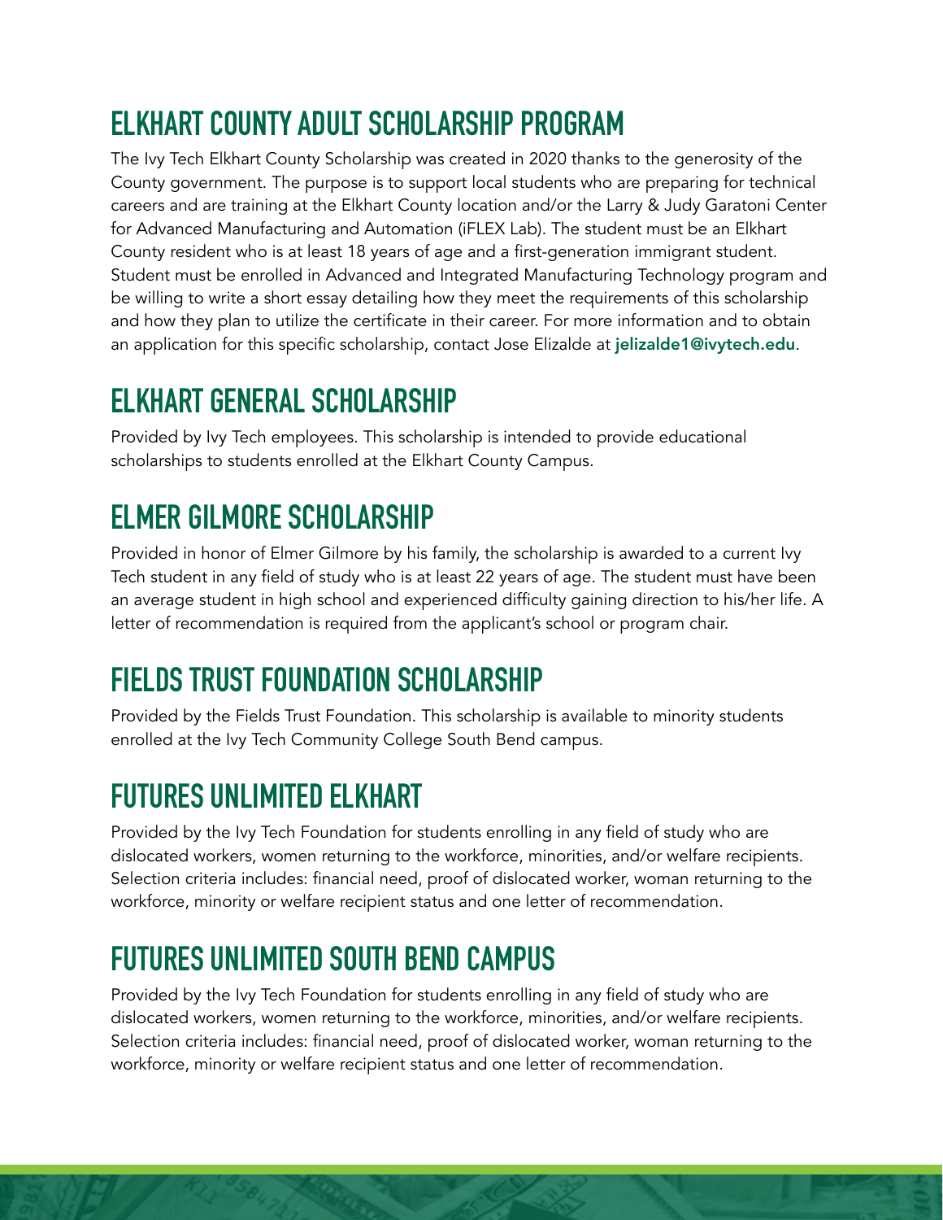## ELKHART COUNTY ADULT SCHOLARSHIP PROGRAM

The Ivy Tech Elkhart County Scholarship was created in 2020 thanks to the generosity of the County government. The purpose is to support local students who are preparing for technical careers and are training at the Elkhart County location and/or the Larry & Judy Garatoni Center for Advanced Manufacturing and Automation (iFLEX Lab). The student must be an Elkhart County resident who is at least 18 years of age and a first-generation immigrant student. Student must be enrolled in Advanced and Integrated Manufacturing Technology program and be willing to write a short essay detailing how they meet the requirements of this scholarship and how they plan to utilize the certificate in their career. For more information and to obtain an application for this specific scholarship, contact Jose Elizalde at **jelizalde1@ivytech.edu**.

## ELKHART GENERAL SCHOLARSHIP

Provided by Ivy Tech employees. This scholarship is intended to provide educational scholarships to students enrolled at the Elkhart County Campus.

## ELMER GILMORE SCHOLARSHIP

Provided in honor of Elmer Gilmore by his family, the scholarship is awarded to a current Ivy Tech student in any field of study who is at least 22 years of age. The student must have been an average student in high school and experienced difficulty gaining direction to his/her life. A letter of recommendation is required from the applicant's school or program chair.

## FIELDS TRUST FOUNDATION SCHOLARSHIP

Provided by the Fields Trust Foundation. This scholarship is available to minority students enrolled at the Ivy Tech Community College South Bend campus.

## FUTURES UNLIMITED ELKHART

Provided by the Ivy Tech Foundation for students enrolling in any field of study who are dislocated workers, women returning to the workforce, minorities, and/or welfare recipients. Selection criteria includes: financial need, proof of dislocated worker, woman returning to the workforce, minority or welfare recipient status and one letter of recommendation.

## FUTURES UNLIMITED SOUTH BEND CAMPUS

Provided by the Ivy Tech Foundation for students enrolling in any field of study who are dislocated workers, women returning to the workforce, minorities, and/or welfare recipients. Selection criteria includes: financial need, proof of dislocated worker, woman returning to the workforce, minority or welfare recipient status and one letter of recommendation.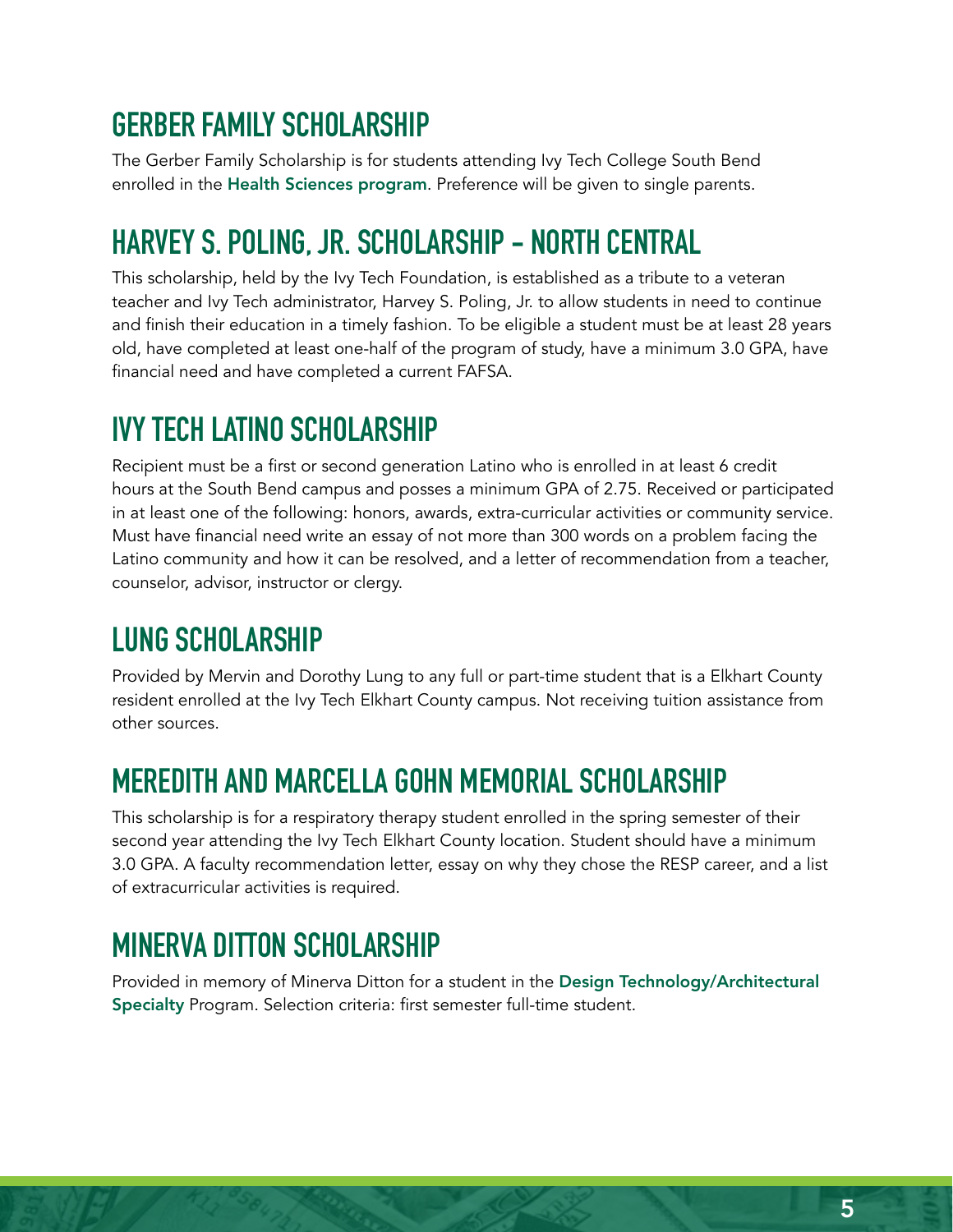## GERBER FAMILY SCHOLARSHIP

The Gerber Family Scholarship is for students attending Ivy Tech College South Bend enrolled in the **Health Sciences program**. Preference will be given to single parents.

## HARVEY S. POLING, JR. SCHOLARSHIP – NORTH CENTRAL

This scholarship, held by the Ivy Tech Foundation, is established as a tribute to a veteran teacher and Ivy Tech administrator, Harvey S. Poling, Jr. to allow students in need to continue and finish their education in a timely fashion. To be eligible a student must be at least 28 years old, have completed at least one-half of the program of study, have a minimum 3.0 GPA, have financial need and have completed a current FAFSA.

## IVY TECH LATINO SCHOLARSHIP

Recipient must be a first or second generation Latino who is enrolled in at least 6 credit hours at the South Bend campus and posses a minimum GPA of 2.75. Received or participated in at least one of the following: honors, awards, extra-curricular activities or community service. Must have financial need write an essay of not more than 300 words on a problem facing the Latino community and how it can be resolved, and a letter of recommendation from a teacher, counselor, advisor, instructor or clergy.

## LUNG SCHOLARSHIP

Provided by Mervin and Dorothy Lung to any full or part-time student that is a Elkhart County resident enrolled at the Ivy Tech Elkhart County campus. Not receiving tuition assistance from other sources.

## MEREDITH AND MARCELLA GOHN MEMORIAL SCHOLARSHIP

This scholarship is for a respiratory therapy student enrolled in the spring semester of their second year attending the Ivy Tech Elkhart County location. Student should have a minimum 3.0 GPA. A faculty recommendation letter, essay on why they chose the RESP career, and a list of extracurricular activities is required.

## MINERVA DITTON SCHOLARSHIP

Provided in memory of Minerva Ditton for a student in the **Design Technology/Architectural Specialty** Program. Selection criteria: first semester full-time student.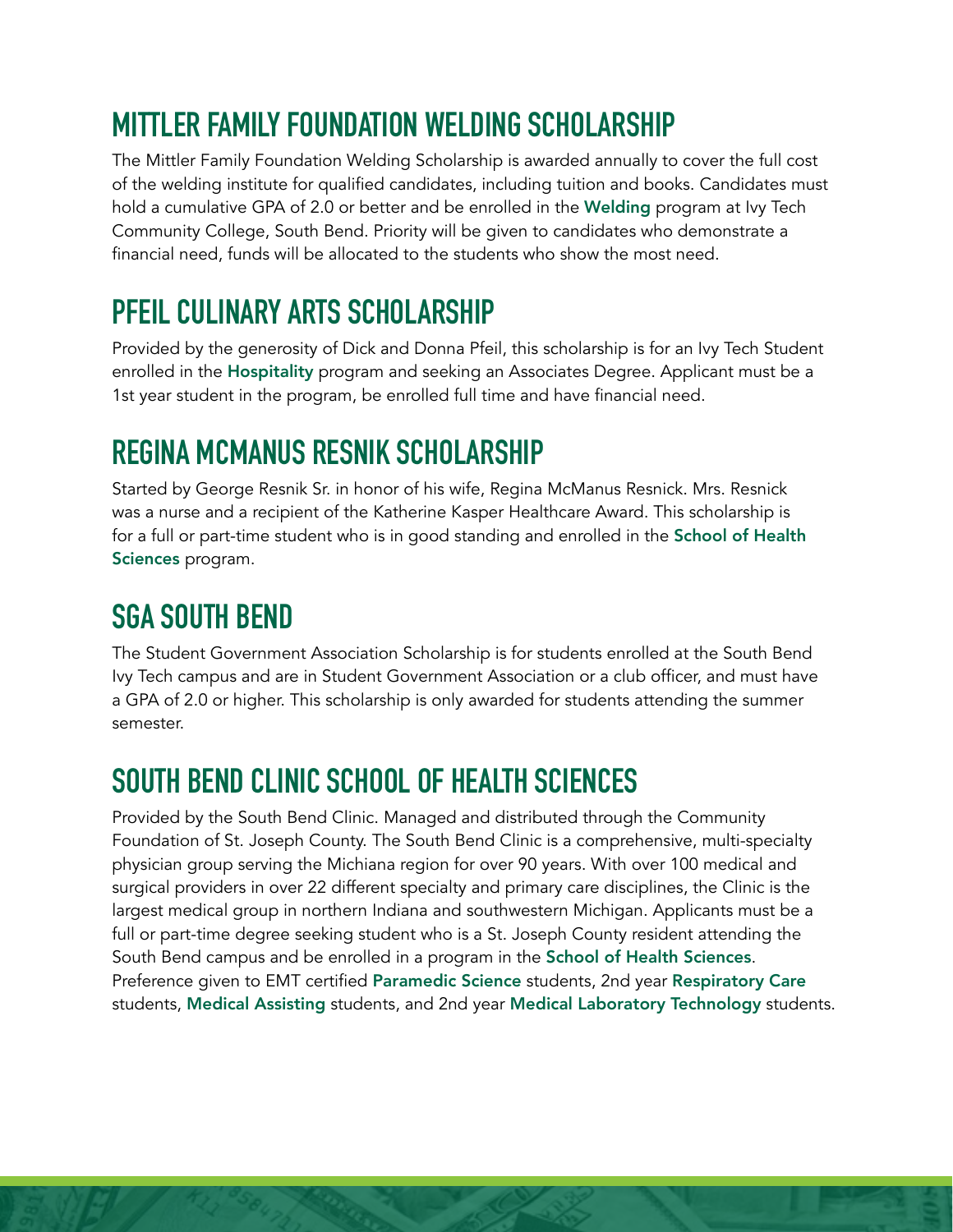## MITTLER FAMILY FOUNDATION WELDING SCHOLARSHIP

The Mittler Family Foundation Welding Scholarship is awarded annually to cover the full cost of the welding institute for qualified candidates, including tuition and books. Candidates must hold a cumulative GPA of 2.0 or better and be enrolled in the **Welding** program at Ivy Tech Community College, South Bend. Priority will be given to candidates who demonstrate a financial need, funds will be allocated to the students who show the most need.

## PFEIL CULINARY ARTS SCHOLARSHIP

Provided by the generosity of Dick and Donna Pfeil, this scholarship is for an Ivy Tech Student enrolled in the **Hospitality** program and seeking an Associates Degree. Applicant must be a 1st year student in the program, be enrolled full time and have financial need.

## REGINA MCMANUS RESNIK SCHOLARSHIP

Started by George Resnik Sr. in honor of his wife, Regina McManus Resnick. Mrs. Resnick was a nurse and a recipient of the Katherine Kasper Healthcare Award. This scholarship is for a full or part-time student who is in good standing and enrolled in the **School of Health Sciences** program.

## SGA SOUTH BEND

The Student Government Association Scholarship is for students enrolled at the South Bend Ivy Tech campus and are in Student Government Association or a club officer, and must have a GPA of 2.0 or higher. This scholarship is only awarded for students attending the summer semester.

## SOUTH BEND CLINIC SCHOOL OF HEALTH SCIENCES

Provided by the South Bend Clinic. Managed and distributed through the Community Foundation of St. Joseph County. The South Bend Clinic is a comprehensive, multi-specialty physician group serving the Michiana region for over 90 years. With over 100 medical and surgical providers in over 22 different specialty and primary care disciplines, the Clinic is the largest medical group in northern Indiana and southwestern Michigan. Applicants must be a full or part-time degree seeking student who is a St. Joseph County resident attending the South Bend campus and be enrolled in a program in the **School of Health Sciences**. Preference given to EMT certified **Paramedic Science** students, 2nd year **Respiratory Care** students, **Medical Assisting** students, and 2nd year **Medical Laboratory Technology** students.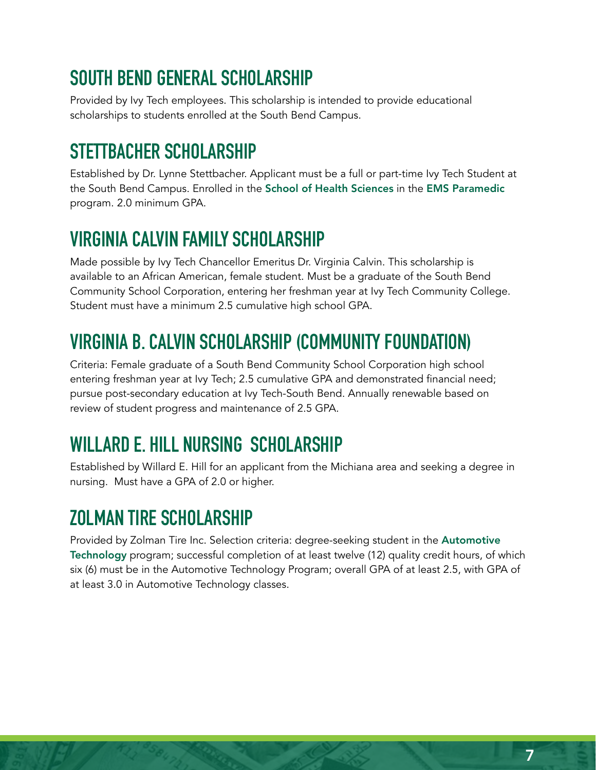## SOUTH BEND GENERAL SCHOLARSHIP

Provided by Ivy Tech employees. This scholarship is intended to provide educational scholarships to students enrolled at the South Bend Campus.

## STETTBACHER SCHOLARSHIP

Established by Dr. Lynne Stettbacher. Applicant must be a full or part-time Ivy Tech Student at the South Bend Campus. Enrolled in the **School of Health Sciences** in the **EMS Paramedic** program. 2.0 minimum GPA.

## VIRGINIA CALVIN FAMILY SCHOLARSHIP

Made possible by Ivy Tech Chancellor Emeritus Dr. Virginia Calvin. This scholarship is available to an African American, female student. Must be a graduate of the South Bend Community School Corporation, entering her freshman year at Ivy Tech Community College. Student must have a minimum 2.5 cumulative high school GPA.

## VIRGINIA B. CALVIN SCHOLARSHIP (COMMUNITY FOUNDATION)

Criteria: Female graduate of a South Bend Community School Corporation high school entering freshman year at Ivy Tech; 2.5 cumulative GPA and demonstrated financial need; pursue post-secondary education at Ivy Tech-South Bend. Annually renewable based on review of student progress and maintenance of 2.5 GPA.

## WILLARD E. HILL NURSING SCHOLARSHIP

Established by Willard E. Hill for an applicant from the Michiana area and seeking a degree in nursing. Must have a GPA of 2.0 or higher.

## ZOLMAN TIRE SCHOLARSHIP

Provided by Zolman Tire Inc. Selection criteria: degree-seeking student in the **Automotive Technology** program; successful completion of at least twelve (12) quality credit hours, of which six (6) must be in the Automotive Technology Program; overall GPA of at least 2.5, with GPA of at least 3.0 in Automotive Technology classes.